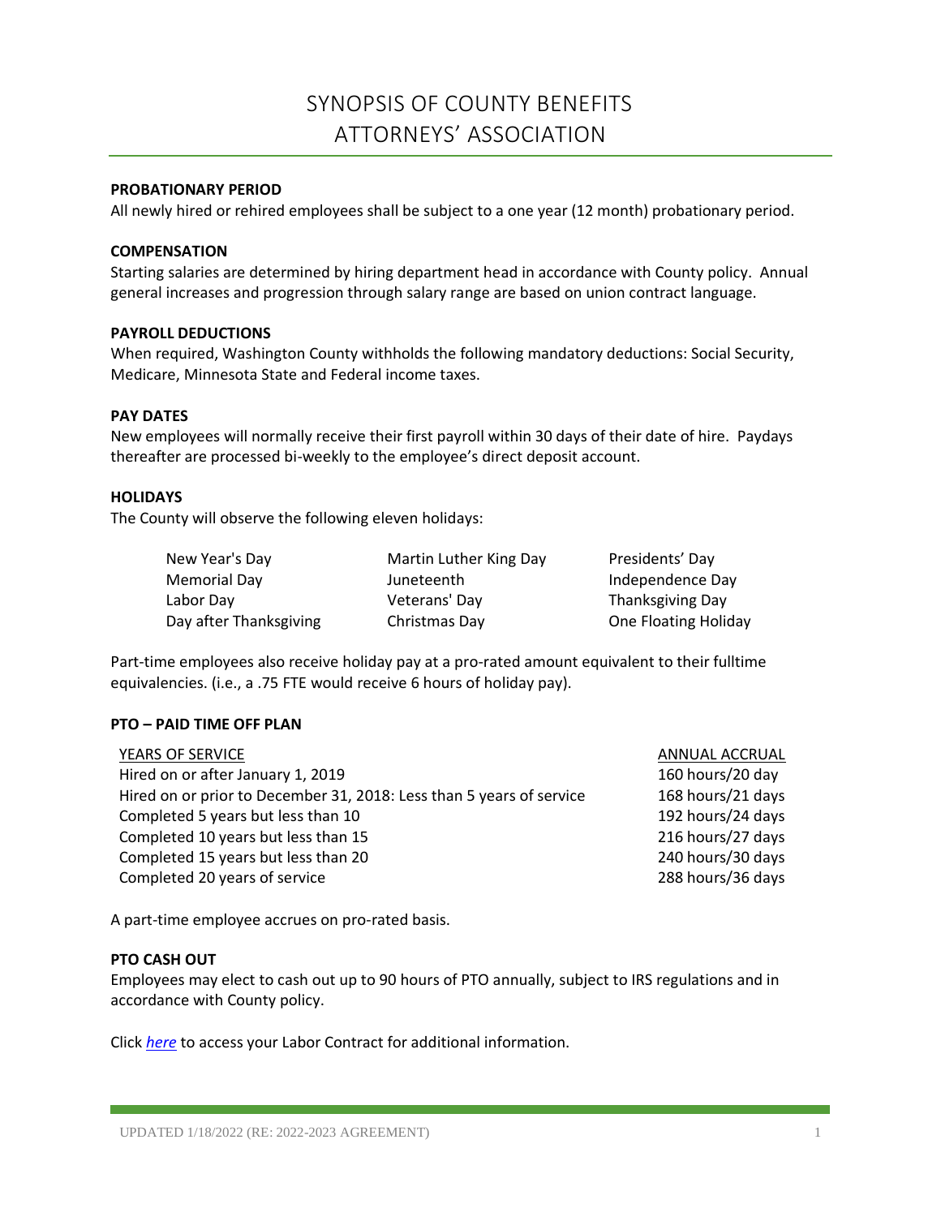# SYNOPSIS OF COUNTY BENEFITS
# ATTORNEYS' ASSOCIATION

**PROBATIONARY PERIOD**
All newly hired or rehired employees shall be subject to a one year (12 month) probationary period.

**COMPENSATION**
Starting salaries are determined by hiring department head in accordance with County policy. Annual general increases and progression through salary range are based on union contract language.

**PAYROLL DEDUCTIONS**
When required, Washington County withholds the following mandatory deductions: Social Security, Medicare, Minnesota State and Federal income taxes.

**PAY DATES**
New employees will normally receive their first payroll within 30 days of their date of hire. Paydays thereafter are processed bi-weekly to the employee's direct deposit account.

**HOLIDAYS**
The County will observe the following eleven holidays:

| | | |
|---|---|---|
| New Year's Day | Martin Luther King Day | Presidents' Day |
| Memorial Day | Juneteenth | Independence Day |
| Labor Day | Veterans' Day | Thanksgiving Day |
| Day after Thanksgiving | Christmas Day | One Floating Holiday |

Part-time employees also receive holiday pay at a pro-rated amount equivalent to their fulltime equivalencies. (i.e., a .75 FTE would receive 6 hours of holiday pay).

**PTO – PAID TIME OFF PLAN**

| YEARS OF SERVICE | ANNUAL ACCRUAL |
|---|---|
| Hired on or after January 1, 2019 | 160 hours/20 day |
| Hired on or prior to December 31, 2018: Less than 5 years of service | 168 hours/21 days |
| Completed 5 years but less than 10 | 192 hours/24 days |
| Completed 10 years but less than 15 | 216 hours/27 days |
| Completed 15 years but less than 20 | 240 hours/30 days |
| Completed 20 years of service | 288 hours/36 days |

A part-time employee accrues on pro-rated basis.

**PTO CASH OUT**
Employees may elect to cash out up to 90 hours of PTO annually, subject to IRS regulations and in accordance with County policy.

Click *here* to access your Labor Contract for additional information.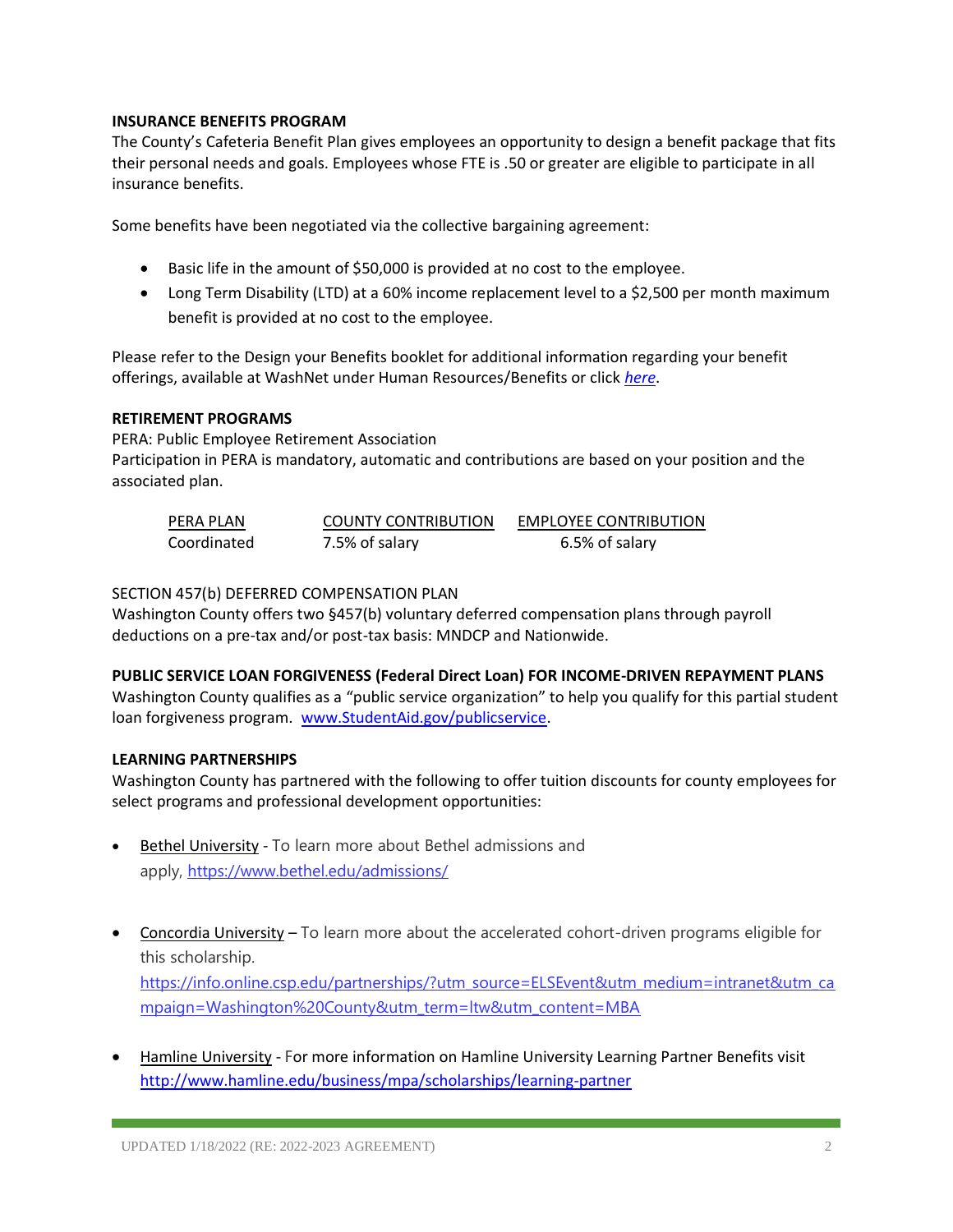### INSURANCE BENEFITS PROGRAM

The County's Cafeteria Benefit Plan gives employees an opportunity to design a benefit package that fits their personal needs and goals. Employees whose FTE is .50 or greater are eligible to participate in all insurance benefits.

Some benefits have been negotiated via the collective bargaining agreement:

- Basic life in the amount of $50,000 is provided at no cost to the employee.
- Long Term Disability (LTD) at a 60% income replacement level to a $2,500 per month maximum benefit is provided at no cost to the employee.

Please refer to the Design your Benefits booklet for additional information regarding your benefit offerings, available at WashNet under Human Resources/Benefits or click *here*.

### RETIREMENT PROGRAMS

PERA: Public Employee Retirement Association

Participation in PERA is mandatory, automatic and contributions are based on your position and the associated plan.

| PERA PLAN | COUNTY CONTRIBUTION | EMPLOYEE CONTRIBUTION |
|---|---|---|
| Coordinated | 7.5% of salary | 6.5% of salary |

SECTION 457(b) DEFERRED COMPENSATION PLAN

Washington County offers two §457(b) voluntary deferred compensation plans through payroll deductions on a pre-tax and/or post-tax basis: MNDCP and Nationwide.

### PUBLIC SERVICE LOAN FORGIVENESS (Federal Direct Loan) FOR INCOME-DRIVEN REPAYMENT PLANS

Washington County qualifies as a "public service organization" to help you qualify for this partial student loan forgiveness program. www.StudentAid.gov/publicservice.

### LEARNING PARTNERSHIPS

Washington County has partnered with the following to offer tuition discounts for county employees for select programs and professional development opportunities:

- Bethel University - To learn more about Bethel admissions and apply, https://www.bethel.edu/admissions/

- Concordia University – To learn more about the accelerated cohort-driven programs eligible for this scholarship. https://info.online.csp.edu/partnerships/?utm_source=ELSEvent&utm_medium=intranet&utm_campaign=Washington%20County&utm_term=ltw&utm_content=MBA

- Hamline University - For more information on Hamline University Learning Partner Benefits visit http://www.hamline.edu/business/mpa/scholarships/learning-partner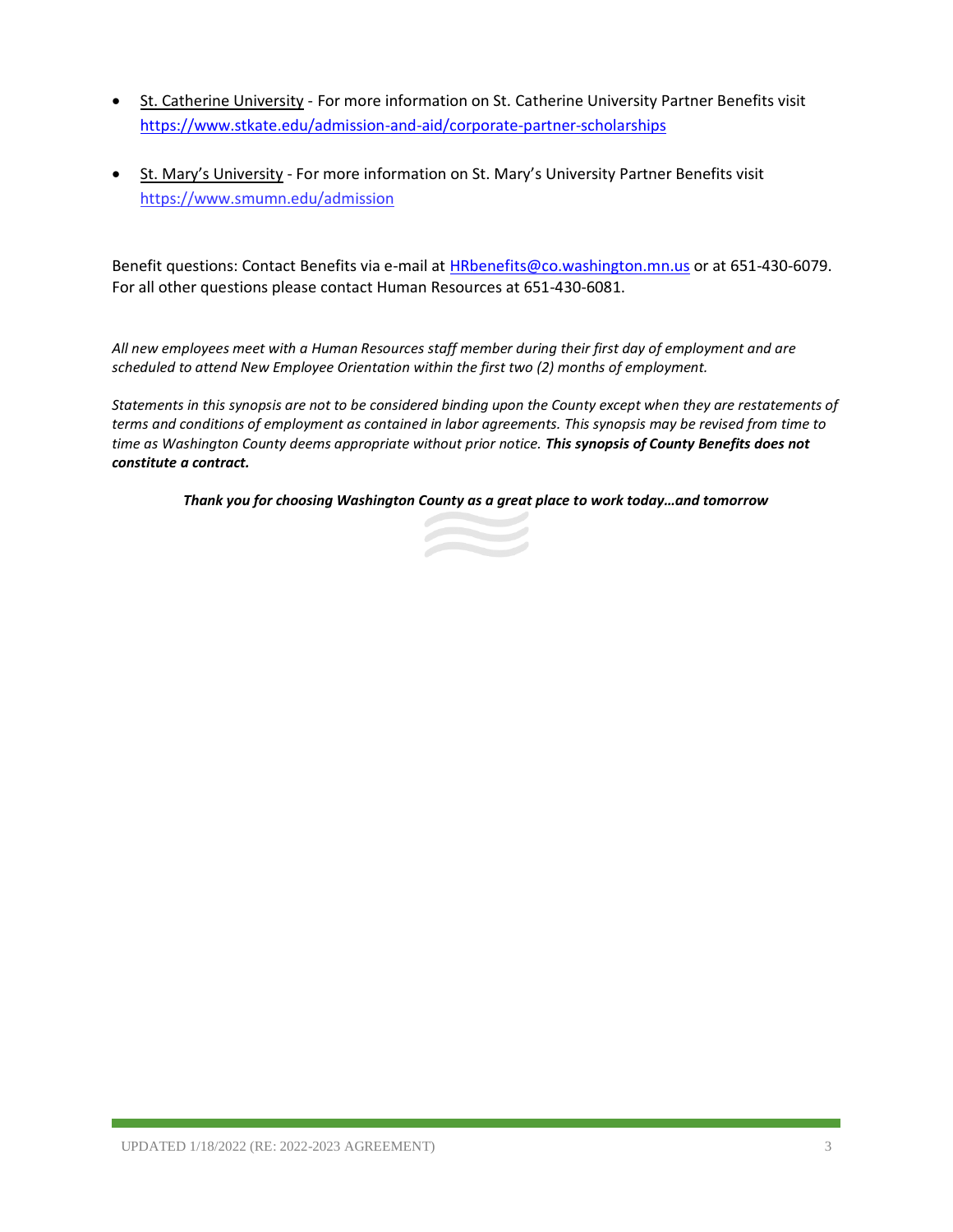- St. Catherine University - For more information on St. Catherine University Partner Benefits visit https://www.stkate.edu/admission-and-aid/corporate-partner-scholarships

- St. Mary's University - For more information on St. Mary's University Partner Benefits visit https://www.smumn.edu/admission

Benefit questions: Contact Benefits via e-mail at HRbenefits@co.washington.mn.us or at 651-430-6079. For all other questions please contact Human Resources at 651-430-6081.

*All new employees meet with a Human Resources staff member during their first day of employment and are scheduled to attend New Employee Orientation within the first two (2) months of employment.*

*Statements in this synopsis are not to be considered binding upon the County except when they are restatements of terms and conditions of employment as contained in labor agreements. This synopsis may be revised from time to time as Washington County deems appropriate without prior notice.* ***This synopsis of County Benefits does not constitute a contract.***

***Thank you for choosing Washington County as a great place to work today…and tomorrow***